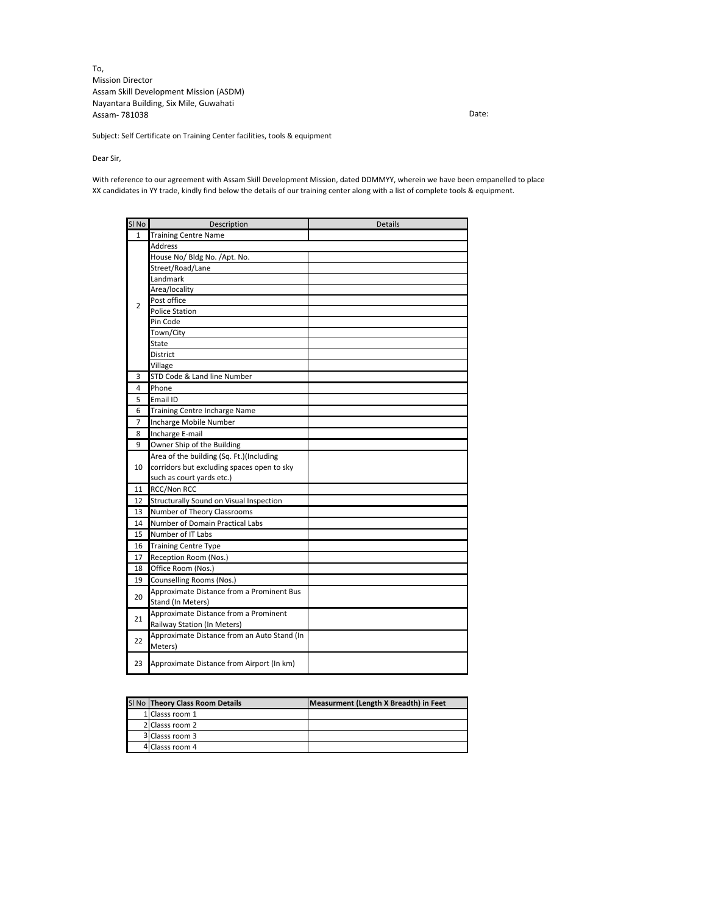To,
Mission Director
Assam Skill Development Mission (ASDM)
Nayantara Building, Six Mile, Guwahati
Assam- 781038

Date:

Subject: Self Certificate on Training Center facilities, tools & equipment

Dear Sir,

With reference to our agreement with Assam Skill Development Mission, dated DDMMYY, wherein we have been empanelled to place XX candidates in YY trade, kindly find below the details of our training center along with a list of complete tools & equipment.

| Sl No | Description | Details |
|---|---|---|
| 1 | Training Centre Name | |
| 2 | Address | |
| | House No/ Bldg No. /Apt. No. | |
| | Street/Road/Lane | |
| | Landmark | |
| | Area/locality | |
| | Post office | |
| | Police Station | |
| | Pin Code | |
| | Town/City | |
| | State | |
| | District | |
| | Village | |
| 3 | STD Code & Land line Number | |
| 4 | Phone | |
| 5 | Email ID | |
| 6 | Training Centre Incharge Name | |
| 7 | Incharge Mobile Number | |
| 8 | Incharge E-mail | |
| 9 | Owner Ship of the Building | |
| 10 | Area of the building (Sq. Ft.)(Including corridors but excluding spaces open to sky such as court yards etc.) | |
| 11 | RCC/Non RCC | |
| 12 | Structurally Sound on Visual Inspection | |
| 13 | Number of Theory Classrooms | |
| 14 | Number of Domain Practical Labs | |
| 15 | Number of IT Labs | |
| 16 | Training Centre Type | |
| 17 | Reception Room (Nos.) | |
| 18 | Office Room (Nos.) | |
| 19 | Counselling Rooms (Nos.) | |
| 20 | Approximate Distance from a Prominent Bus Stand (In Meters) | |
| 21 | Approximate Distance from a Prominent Railway Station (In Meters) | |
| 22 | Approximate Distance from an Auto Stand (In Meters) | |
| 23 | Approximate Distance from Airport (In km) | |

| Sl No | **Theory Class Room Details** | **Measurment (Length X Breadth) in Feet** |
|---|---|---|
| 1 | Classs room 1 | |
| 2 | Classs room 2 | |
| 3 | Classs room 3 | |
| 4 | Classs room 4 | |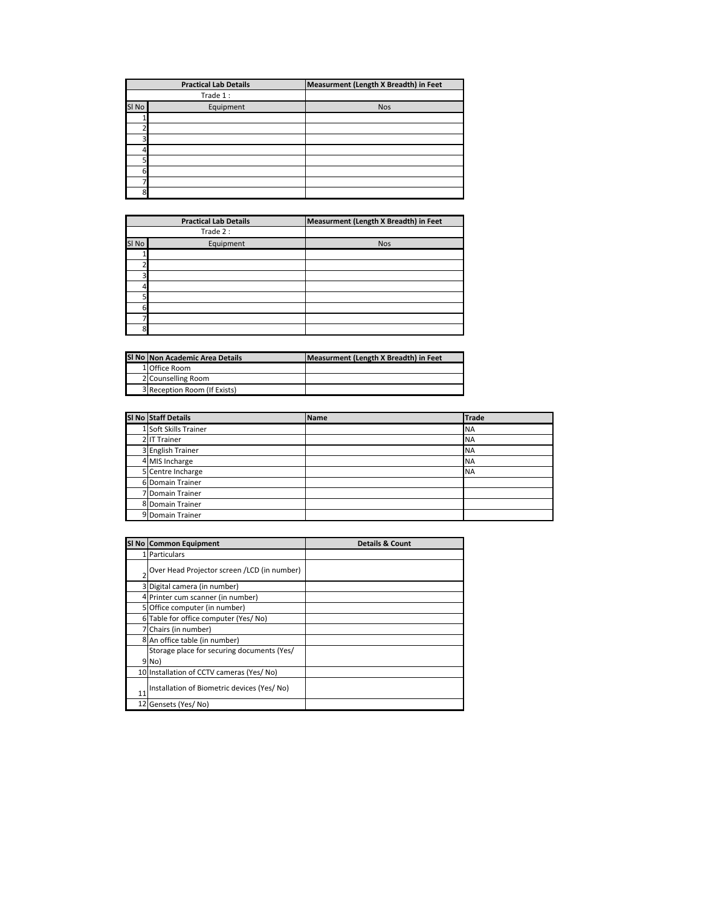| Practical Lab Details | | Measurment (Length X Breadth) in Feet |
|---|---|---|
| Trade 1 : | | |
| Sl No | Equipment | Nos |
| 1 | | |
| 2 | | |
| 3 | | |
| 4 | | |
| 5 | | |
| 6 | | |
| 7 | | |
| 8 | | |

| Practical Lab Details | | Measurment (Length X Breadth) in Feet |
|---|---|---|
| Trade 2 : | | |
| Sl No | Equipment | Nos |
| 1 | | |
| 2 | | |
| 3 | | |
| 4 | | |
| 5 | | |
| 6 | | |
| 7 | | |
| 8 | | |

| Sl No | Non Academic Area Details | Measurment (Length X Breadth) in Feet |
|---|---|---|
| 1 | Office Room | |
| 2 | Counselling Room | |
| 3 | Reception Room (If Exists) | |

| Sl No | Staff Details | Name | Trade |
|---|---|---|---|
| 1 | Soft Skills Trainer | | NA |
| 2 | IT Trainer | | NA |
| 3 | English Trainer | | NA |
| 4 | MIS Incharge | | NA |
| 5 | Centre Incharge | | NA |
| 6 | Domain Trainer | | |
| 7 | Domain Trainer | | |
| 8 | Domain Trainer | | |
| 9 | Domain Trainer | | |

| Sl No | Common Equipment | Details & Count |
|---|---|---|
| 1 | Particulars | |
| 2 | Over Head Projector screen /LCD (in number) | |
| 3 | Digital camera (in number) | |
| 4 | Printer cum scanner (in number) | |
| 5 | Office computer (in number) | |
| 6 | Table for office computer (Yes/ No) | |
| 7 | Chairs (in number) | |
| 8 | An office table (in number) | |
| 9 | Storage place for securing documents (Yes/ No) | |
| 10 | Installation of CCTV cameras (Yes/ No) | |
| 11 | Installation of Biometric devices (Yes/ No) | |
| 12 | Gensets (Yes/ No) | |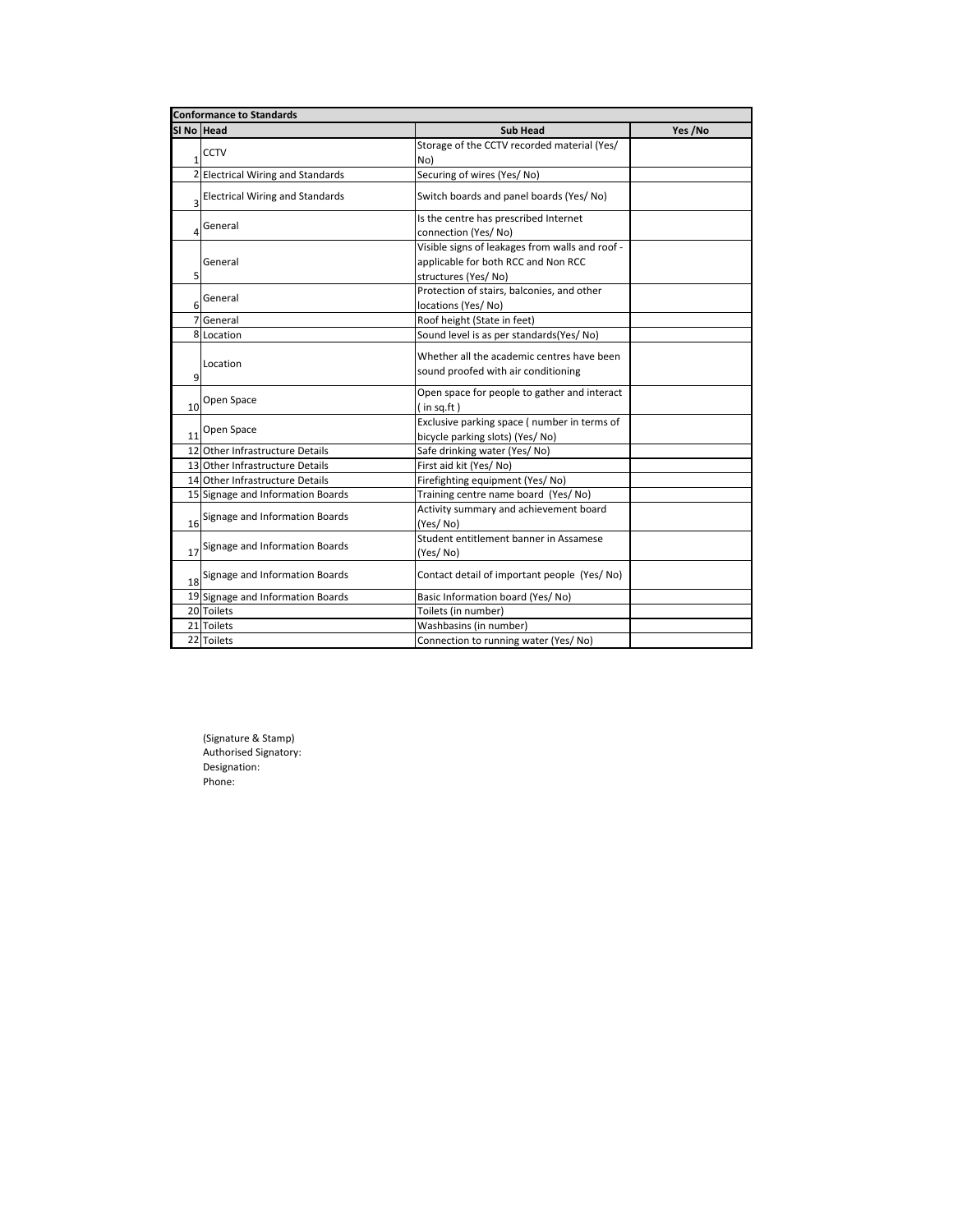| Conformance to Standards | | | |
|---|---|---|---|
| Sl No | Head | Sub Head | Yes /No |
| 1 | CCTV | Storage of the CCTV recorded material (Yes/ No) | |
| 2 | Electrical Wiring and Standards | Securing of wires (Yes/ No) | |
| 3 | Electrical Wiring and Standards | Switch boards and panel boards (Yes/ No) | |
| 4 | General | Is the centre has prescribed Internet connection (Yes/ No) | |
| 5 | General | Visible signs of leakages from walls and roof - applicable for both RCC and Non RCC structures (Yes/ No) | |
| 6 | General | Protection of stairs, balconies, and other locations (Yes/ No) | |
| 7 | General | Roof height (State in feet) | |
| 8 | Location | Sound level is as per standards(Yes/ No) | |
| 9 | Location | Whether all the academic centres have been sound proofed with air conditioning | |
| 10 | Open Space | Open space for people to gather and interact ( in sq.ft ) | |
| 11 | Open Space | Exclusive parking space ( number in terms of bicycle parking slots) (Yes/ No) | |
| 12 | Other Infrastructure Details | Safe drinking water (Yes/ No) | |
| 13 | Other Infrastructure Details | First aid kit (Yes/ No) | |
| 14 | Other Infrastructure Details | Firefighting equipment (Yes/ No) | |
| 15 | Signage and Information Boards | Training centre name board (Yes/ No) | |
| 16 | Signage and Information Boards | Activity summary and achievement board (Yes/ No) | |
| 17 | Signage and Information Boards | Student entitlement banner in Assamese (Yes/ No) | |
| 18 | Signage and Information Boards | Contact detail of important people (Yes/ No) | |
| 19 | Signage and Information Boards | Basic Information board (Yes/ No) | |
| 20 | Toilets | Toilets (in number) | |
| 21 | Toilets | Washbasins (in number) | |
| 22 | Toilets | Connection to running water (Yes/ No) | |

(Signature & Stamp)
Authorised Signatory:
Designation:
Phone: